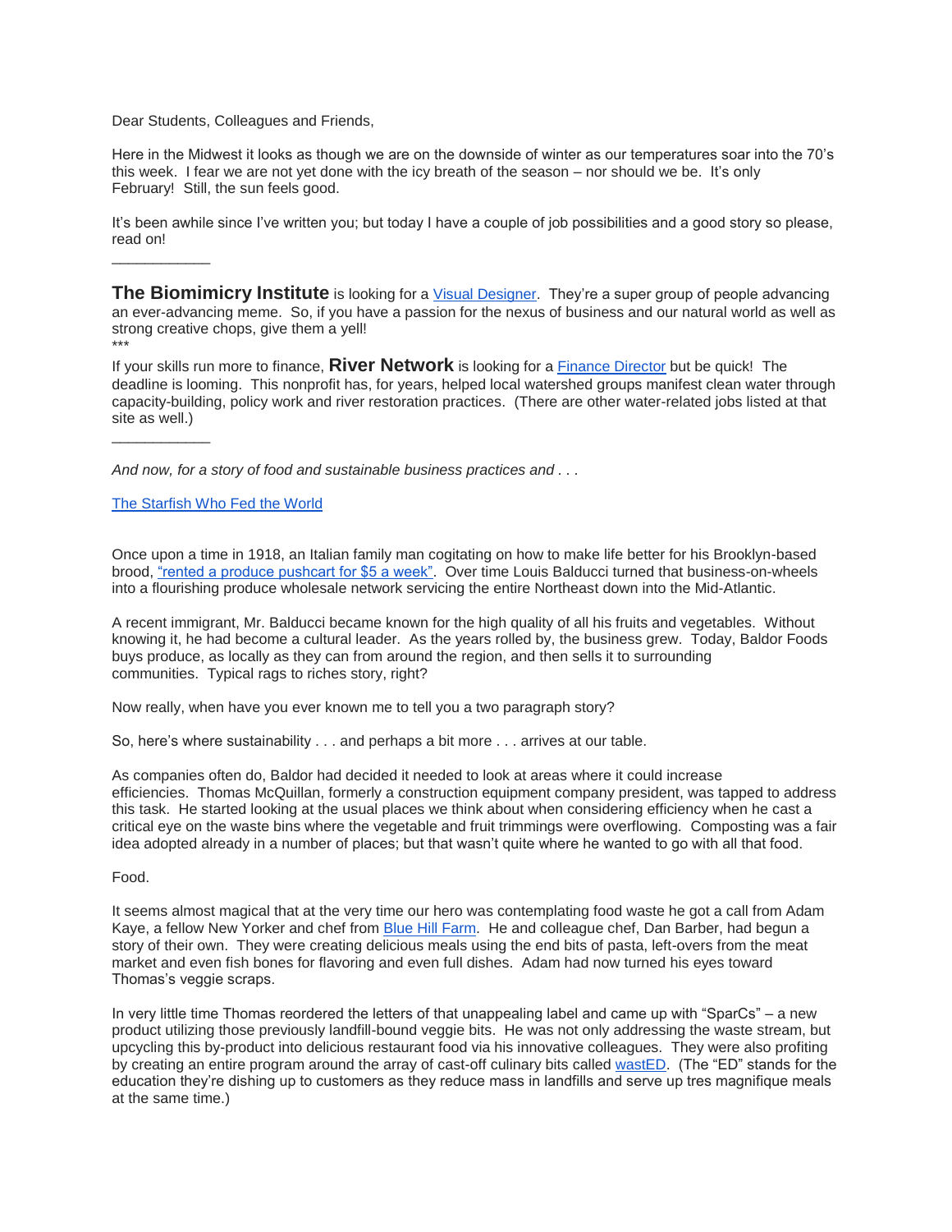Dear Students, Colleagues and Friends,

Here in the Midwest it looks as though we are on the downside of winter as our temperatures soar into the 70's this week. I fear we are not yet done with the icy breath of the season – nor should we be. It's only February! Still, the sun feels good.

It's been awhile since I've written you; but today I have a couple of job possibilities and a good story so please, read on!

---

**The Biomimicry Institute** is looking for a Visual Designer. They're a super group of people advancing an ever-advancing meme. So, if you have a passion for the nexus of business and our natural world as well as strong creative chops, give them a yell!

***

If your skills run more to finance, **River Network** is looking for a Finance Director but be quick! The deadline is looming. This nonprofit has, for years, helped local watershed groups manifest clean water through capacity-building, policy work and river restoration practices. (There are other water-related jobs listed at that site as well.)

---

*And now, for a story of food and sustainable business practices and . . .*

The Starfish Who Fed the World

Once upon a time in 1918, an Italian family man cogitating on how to make life better for his Brooklyn-based brood, "rented a produce pushcart for $5 a week". Over time Louis Balducci turned that business-on-wheels into a flourishing produce wholesale network servicing the entire Northeast down into the Mid-Atlantic.

A recent immigrant, Mr. Balducci became known for the high quality of all his fruits and vegetables. Without knowing it, he had become a cultural leader. As the years rolled by, the business grew. Today, Baldor Foods buys produce, as locally as they can from around the region, and then sells it to surrounding communities. Typical rags to riches story, right?

Now really, when have you ever known me to tell you a two paragraph story?

So, here's where sustainability . . . and perhaps a bit more . . . arrives at our table.

As companies often do, Baldor had decided it needed to look at areas where it could increase efficiencies. Thomas McQuillan, formerly a construction equipment company president, was tapped to address this task. He started looking at the usual places we think about when considering efficiency when he cast a critical eye on the waste bins where the vegetable and fruit trimmings were overflowing. Composting was a fair idea adopted already in a number of places; but that wasn't quite where he wanted to go with all that food.

Food.

It seems almost magical that at the very time our hero was contemplating food waste he got a call from Adam Kaye, a fellow New Yorker and chef from Blue Hill Farm. He and colleague chef, Dan Barber, had begun a story of their own. They were creating delicious meals using the end bits of pasta, left-overs from the meat market and even fish bones for flavoring and even full dishes. Adam had now turned his eyes toward Thomas's veggie scraps.

In very little time Thomas reordered the letters of that unappealing label and came up with "SparCs" – a new product utilizing those previously landfill-bound veggie bits. He was not only addressing the waste stream, but upcycling this by-product into delicious restaurant food via his innovative colleagues. They were also profiting by creating an entire program around the array of cast-off culinary bits called wastED. (The "ED" stands for the education they're dishing up to customers as they reduce mass in landfills and serve up tres magnifique meals at the same time.)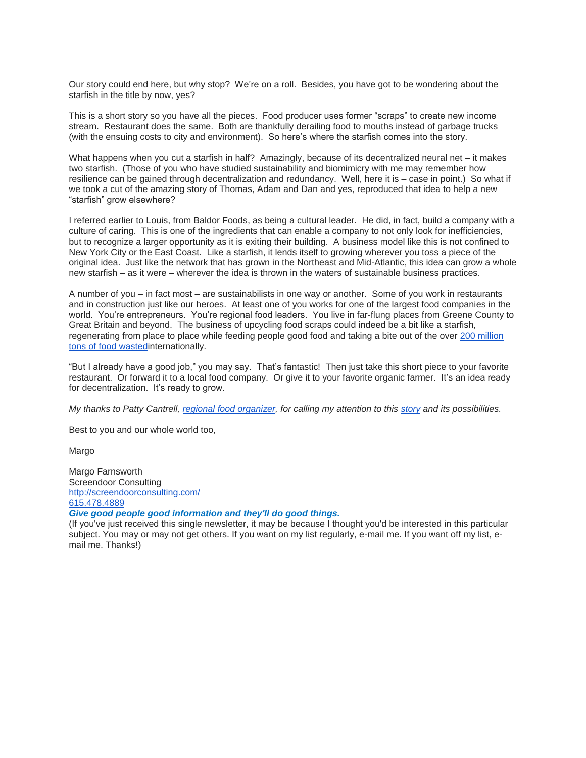Our story could end here, but why stop? We're on a roll. Besides, you have got to be wondering about the starfish in the title by now, yes?

This is a short story so you have all the pieces. Food producer uses former "scraps" to create new income stream. Restaurant does the same. Both are thankfully derailing food to mouths instead of garbage trucks (with the ensuing costs to city and environment). So here's where the starfish comes into the story.

What happens when you cut a starfish in half? Amazingly, because of its decentralized neural net – it makes two starfish. (Those of you who have studied sustainability and biomimicry with me may remember how resilience can be gained through decentralization and redundancy. Well, here it is – case in point.) So what if we took a cut of the amazing story of Thomas, Adam and Dan and yes, reproduced that idea to help a new "starfish" grow elsewhere?

I referred earlier to Louis, from Baldor Foods, as being a cultural leader. He did, in fact, build a company with a culture of caring. This is one of the ingredients that can enable a company to not only look for inefficiencies, but to recognize a larger opportunity as it is exiting their building. A business model like this is not confined to New York City or the East Coast. Like a starfish, it lends itself to growing wherever you toss a piece of the original idea. Just like the network that has grown in the Northeast and Mid-Atlantic, this idea can grow a whole new starfish – as it were – wherever the idea is thrown in the waters of sustainable business practices.

A number of you – in fact most – are sustainabilists in one way or another. Some of you work in restaurants and in construction just like our heroes. At least one of you works for one of the largest food companies in the world. You're entrepreneurs. You're regional food leaders. You live in far-flung places from Greene County to Great Britain and beyond. The business of upcycling food scraps could indeed be a bit like a starfish, regenerating from place to place while feeding people good food and taking a bite out of the over [200 million tons of food wasted]internationally.

"But I already have a good job," you may say. That's fantastic! Then just take this short piece to your favorite restaurant. Or forward it to a local food company. Or give it to your favorite organic farmer. It's an idea ready for decentralization. It's ready to grow.

*My thanks to Patty Cantrell, [regional food organizer], for calling my attention to this [story] and its possibilities.*

Best to you and our whole world too,

Margo

Margo Farnsworth
Screendoor Consulting
http://screendoorconsulting.com/
615.478.4889
***Give good people good information and they'll do good things.***
(If you've just received this single newsletter, it may be because I thought you'd be interested in this particular subject. You may or may not get others. If you want on my list regularly, e-mail me. If you want off my list, e-mail me. Thanks!)